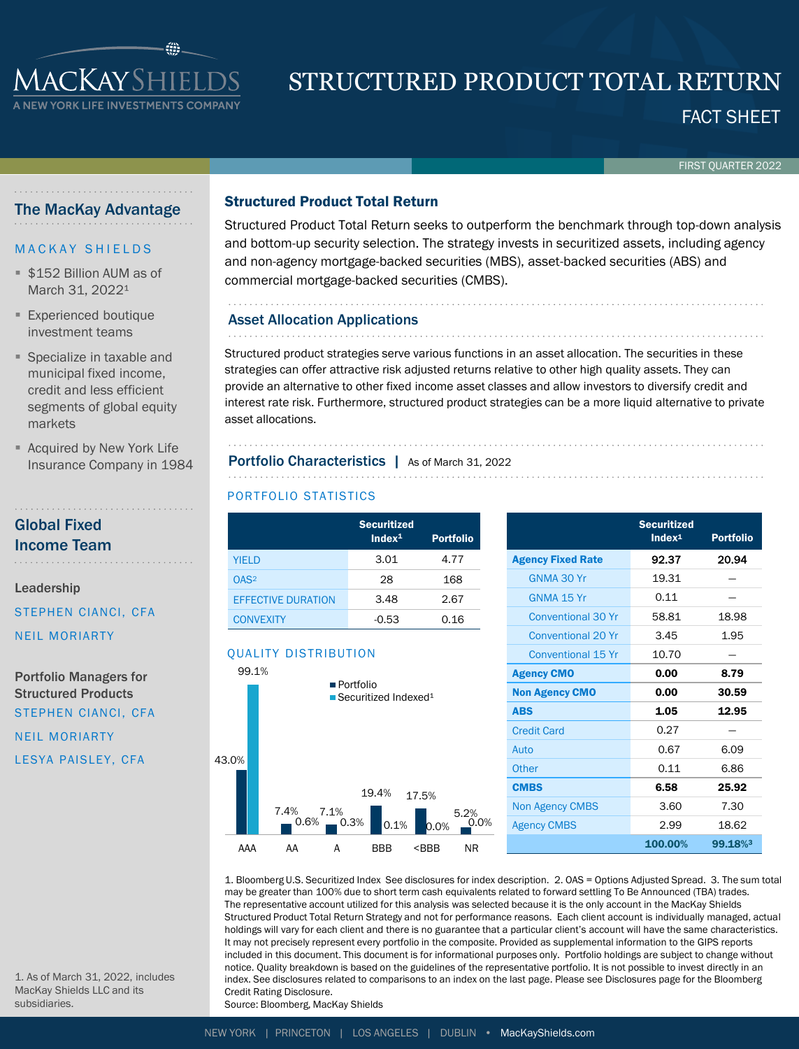# STRUCTURED PRODUCT TOTAL RETURN

FACT SHEET

FIRST QUARTER 2022

## The MacKay Advantage

MACKAY SHIELDS

- $152 Billion AUM as of March 31, 2022[1]
- Experienced boutique investment teams
- Specialize in taxable and municipal fixed income, credit and less efficient segments of global equity markets
- Acquired by New York Life Insurance Company in 1984

## Global Fixed Income Team

**Leadership**

STEPHEN CIANCI, CFA

NEIL MORIARTY

**Portfolio Managers for Structured Products**

STEPHEN CIANCI, CFA

NEIL MORIARTY

LESYA PAISLEY, CFA

1. As of March 31, 2022, includes MacKay Shields LLC and its subsidiaries.

## Structured Product Total Return

Structured Product Total Return seeks to outperform the benchmark through top-down analysis and bottom-up security selection. The strategy invests in securitized assets, including agency and non-agency mortgage-backed securities (MBS), asset-backed securities (ABS) and commercial mortgage-backed securities (CMBS).

## Asset Allocation Applications

Structured product strategies serve various functions in an asset allocation. The securities in these strategies can offer attractive risk adjusted returns relative to other high quality assets. They can provide an alternative to other fixed income asset classes and allow investors to diversify credit and interest rate risk. Furthermore, structured product strategies can be a more liquid alternative to private asset allocations.

## Portfolio Characteristics | As of March 31, 2022

### PORTFOLIO STATISTICS

| | Securitized Index[1] | Portfolio |
|---|---|---|
| YIELD | 3.01 | 4.77 |
| OAS[2] | 28 | 168 |
| EFFECTIVE DURATION | 3.48 | 2.67 |
| CONVEXITY | -0.53 | 0.16 |

### QUALITY DISTRIBUTION

| | Portfolio | Securitized Indexed[1] |
|---|---|---|
| AAA | 43.0% | 99.1% |
| AA | 7.4% | 0.6% |
| A | 7.1% | 0.3% |
| BBB | 19.4% | 0.1% |
| <BBB | 17.5% | 0.0% |
| NR | 5.2% | 0.0% |

| | Securitized Index[1] | Portfolio |
|---|---|---|
| **Agency Fixed Rate** | **92.37** | **20.94** |
| GNMA 30 Yr | 19.31 | – |
| GNMA 15 Yr | 0.11 | – |
| Conventional 30 Yr | 58.81 | 18.98 |
| Conventional 20 Yr | 3.45 | 1.95 |
| Conventional 15 Yr | 10.70 | – |
| **Agency CMO** | **0.00** | **8.79** |
| **Non Agency CMO** | **0.00** | **30.59** |
| **ABS** | **1.05** | **12.95** |
| Credit Card | 0.27 | – |
| Auto | 0.67 | 6.09 |
| Other | 0.11 | 6.86 |
| **CMBS** | **6.58** | **25.92** |
| Non Agency CMBS | 3.60 | 7.30 |
| Agency CMBS | 2.99 | 18.62 |
| | **100.00%** | **99.18%[3]** |

1. Bloomberg U.S. Securitized Index See disclosures for index description. 2. OAS = Options Adjusted Spread. 3. The sum total may be greater than 100% due to short term cash equivalents related to forward settling To Be Announced (TBA) trades. The representative account utilized for this analysis was selected because it is the only account in the MacKay Shields Structured Product Total Return Strategy and not for performance reasons. Each client account is individually managed, actual holdings will vary for each client and there is no guarantee that a particular client's account will have the same characteristics. It may not precisely represent every portfolio in the composite. Provided as supplemental information to the GIPS reports included in this document. This document is for informational purposes only. Portfolio holdings are subject to change without notice. Quality breakdown is based on the guidelines of the representative portfolio. It is not possible to invest directly in an index. See disclosures related to comparisons to an index on the last page. Please see Disclosures page for the Bloomberg Credit Rating Disclosure.

Source: Bloomberg, MacKay Shields

NEW YORK | PRINCETON | LOS ANGELES | DUBLIN • MacKayShields.com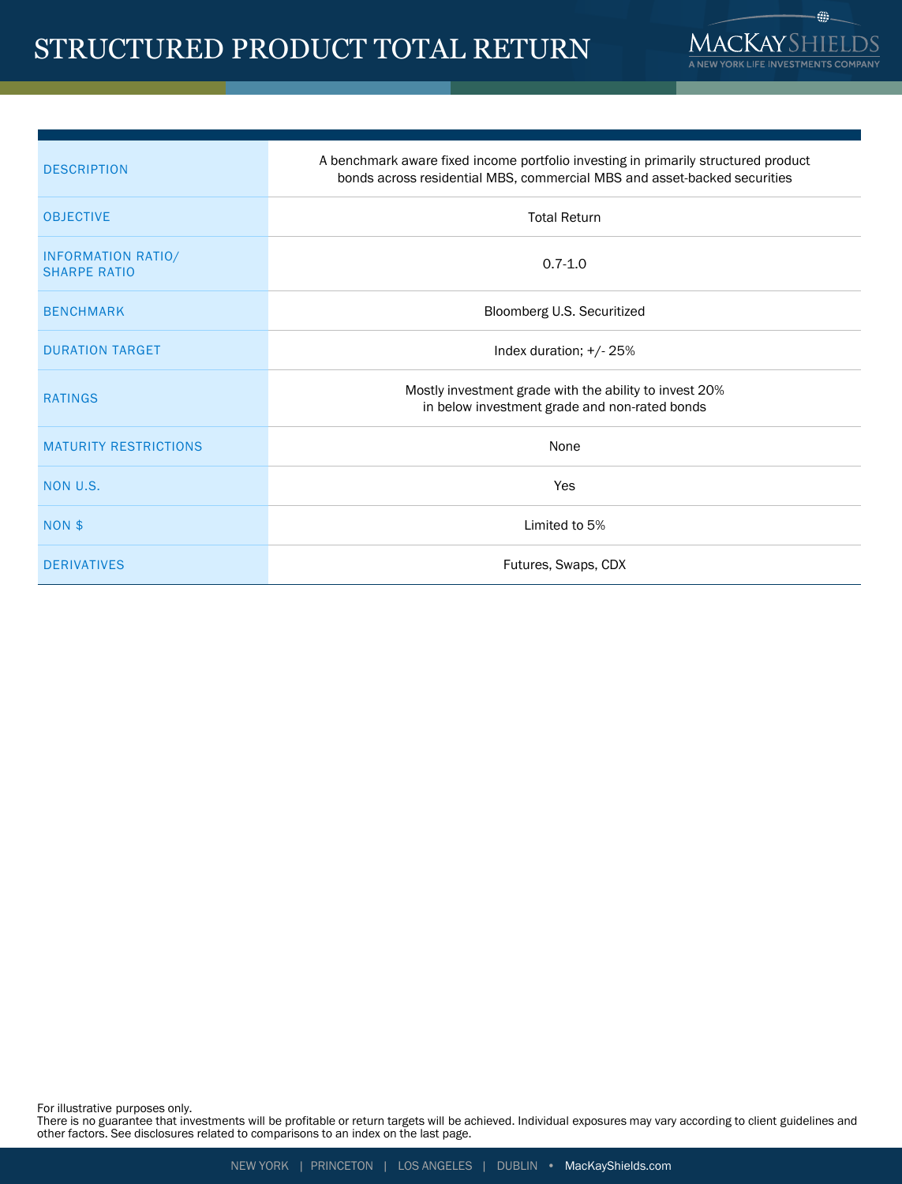# STRUCTURED PRODUCT TOTAL RETURN

| | |
|---|---|
| DESCRIPTION | A benchmark aware fixed income portfolio investing in primarily structured product bonds across residential MBS, commercial MBS and asset-backed securities |
| OBJECTIVE | Total Return |
| INFORMATION RATIO/ SHARPE RATIO | 0.7-1.0 |
| BENCHMARK | Bloomberg U.S. Securitized |
| DURATION TARGET | Index duration; +/- 25% |
| RATINGS | Mostly investment grade with the ability to invest 20% in below investment grade and non-rated bonds |
| MATURITY RESTRICTIONS | None |
| NON U.S. | Yes |
| NON $ | Limited to 5% |
| DERIVATIVES | Futures, Swaps, CDX |

For illustrative purposes only.
There is no guarantee that investments will be profitable or return targets will be achieved. Individual exposures may vary according to client guidelines and other factors. See disclosures related to comparisons to an index on the last page.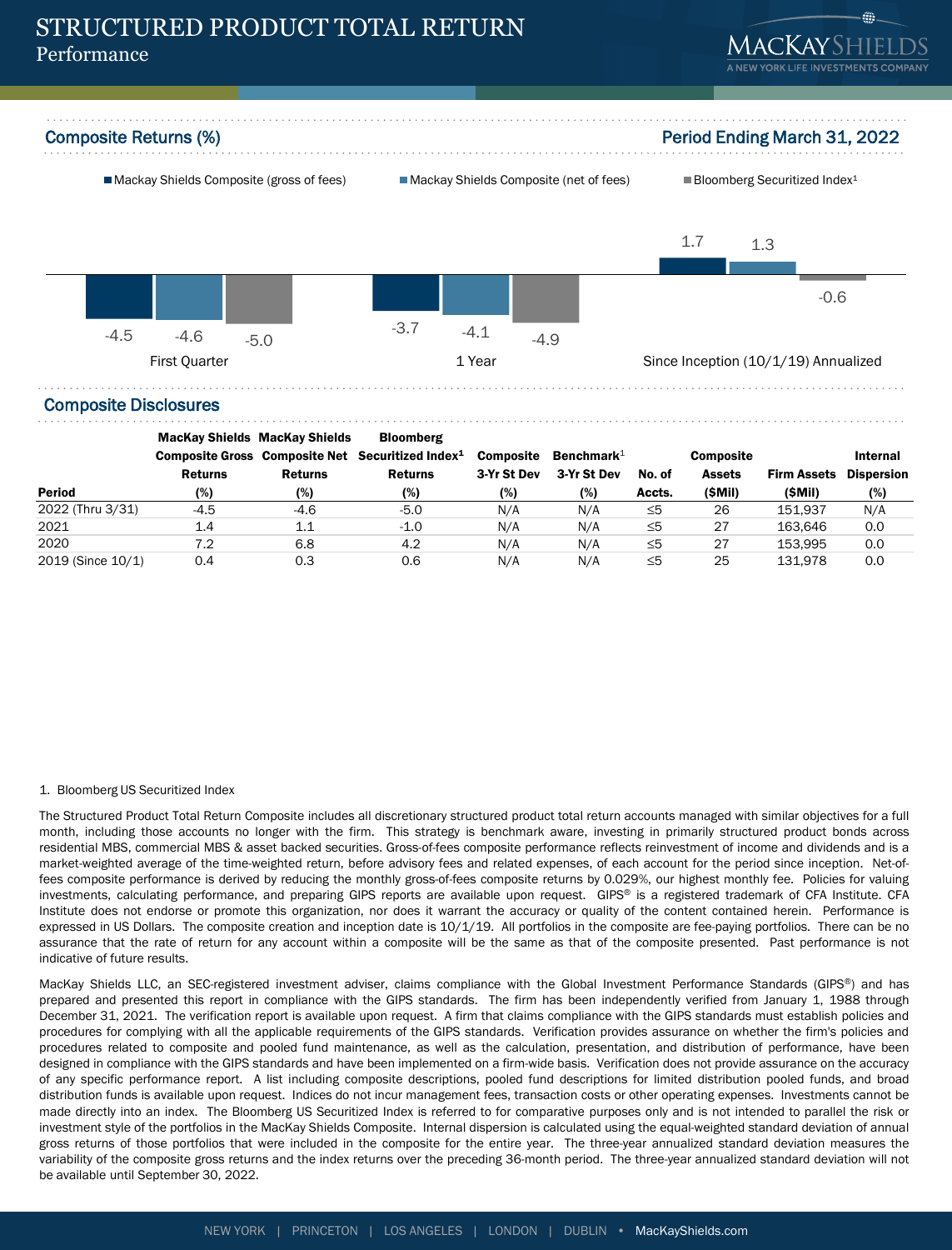# STRUCTURED PRODUCT TOTAL RETURN

## Performance

### Composite Returns (%)

Period Ending March 31, 2022

| | Mackay Shields Composite (gross of fees) | Mackay Shields Composite (net of fees) | Bloomberg Securitized Index[1] |
|---|---|---|---|
| First Quarter | -4.5 | -4.6 | -5.0 |
| 1 Year | -3.7 | -4.1 | -4.9 |
| Since Inception (10/1/19) Annualized | 1.7 | 1.3 | -0.6 |

### Composite Disclosures

| Period | MacKay Shields Composite Gross Returns (%) | MacKay Shields Composite Net Returns (%) | Bloomberg Securitized Index[1] Returns (%) | Composite 3-Yr St Dev (%) | Benchmark[1] 3-Yr St Dev (%) | No. of Accts. | Composite Assets ($Mil) | Firm Assets ($Mil) | Internal Dispersion (%) |
|---|---|---|---|---|---|---|---|---|---|
| 2022 (Thru 3/31) | -4.5 | -4.6 | -5.0 | N/A | N/A | ≤5 | 26 | 151,937 | N/A |
| 2021 | 1.4 | 1.1 | -1.0 | N/A | N/A | ≤5 | 27 | 163,646 | 0.0 |
| 2020 | 7.2 | 6.8 | 4.2 | N/A | N/A | ≤5 | 27 | 153,995 | 0.0 |
| 2019 (Since 10/1) | 0.4 | 0.3 | 0.6 | N/A | N/A | ≤5 | 25 | 131,978 | 0.0 |

1. Bloomberg US Securitized Index

The Structured Product Total Return Composite includes all discretionary structured product total return accounts managed with similar objectives for a full month, including those accounts no longer with the firm. This strategy is benchmark aware, investing in primarily structured product bonds across residential MBS, commercial MBS & asset backed securities. Gross-of-fees composite performance reflects reinvestment of income and dividends and is a market-weighted average of the time-weighted return, before advisory fees and related expenses, of each account for the period since inception. Net-of-fees composite performance is derived by reducing the monthly gross-of-fees composite returns by 0.029%, our highest monthly fee. Policies for valuing investments, calculating performance, and preparing GIPS reports are available upon request. GIPS® is a registered trademark of CFA Institute. CFA Institute does not endorse or promote this organization, nor does it warrant the accuracy or quality of the content contained herein. Performance is expressed in US Dollars. The composite creation and inception date is 10/1/19. All portfolios in the composite are fee-paying portfolios. There can be no assurance that the rate of return for any account within a composite will be the same as that of the composite presented. Past performance is not indicative of future results.

MacKay Shields LLC, an SEC-registered investment adviser, claims compliance with the Global Investment Performance Standards (GIPS®) and has prepared and presented this report in compliance with the GIPS standards. The firm has been independently verified from January 1, 1988 through December 31, 2021. The verification report is available upon request. A firm that claims compliance with the GIPS standards must establish policies and procedures for complying with all the applicable requirements of the GIPS standards. Verification provides assurance on whether the firm's policies and procedures related to composite and pooled fund maintenance, as well as the calculation, presentation, and distribution of performance, have been designed in compliance with the GIPS standards and have been implemented on a firm-wide basis. Verification does not provide assurance on the accuracy of any specific performance report. A list including composite descriptions, pooled fund descriptions for limited distribution pooled funds, and broad distribution funds is available upon request. Indices do not incur management fees, transaction costs or other operating expenses. Investments cannot be made directly into an index. The Bloomberg US Securitized Index is referred to for comparative purposes only and is not intended to parallel the risk or investment style of the portfolios in the MacKay Shields Composite. Internal dispersion is calculated using the equal-weighted standard deviation of annual gross returns of those portfolios that were included in the composite for the entire year. The three-year annualized standard deviation measures the variability of the composite gross returns and the index returns over the preceding 36-month period. The three-year annualized standard deviation will not be available until September 30, 2022.

NEW YORK | PRINCETON | LOS ANGELES | LONDON | DUBLIN • MacKayShields.com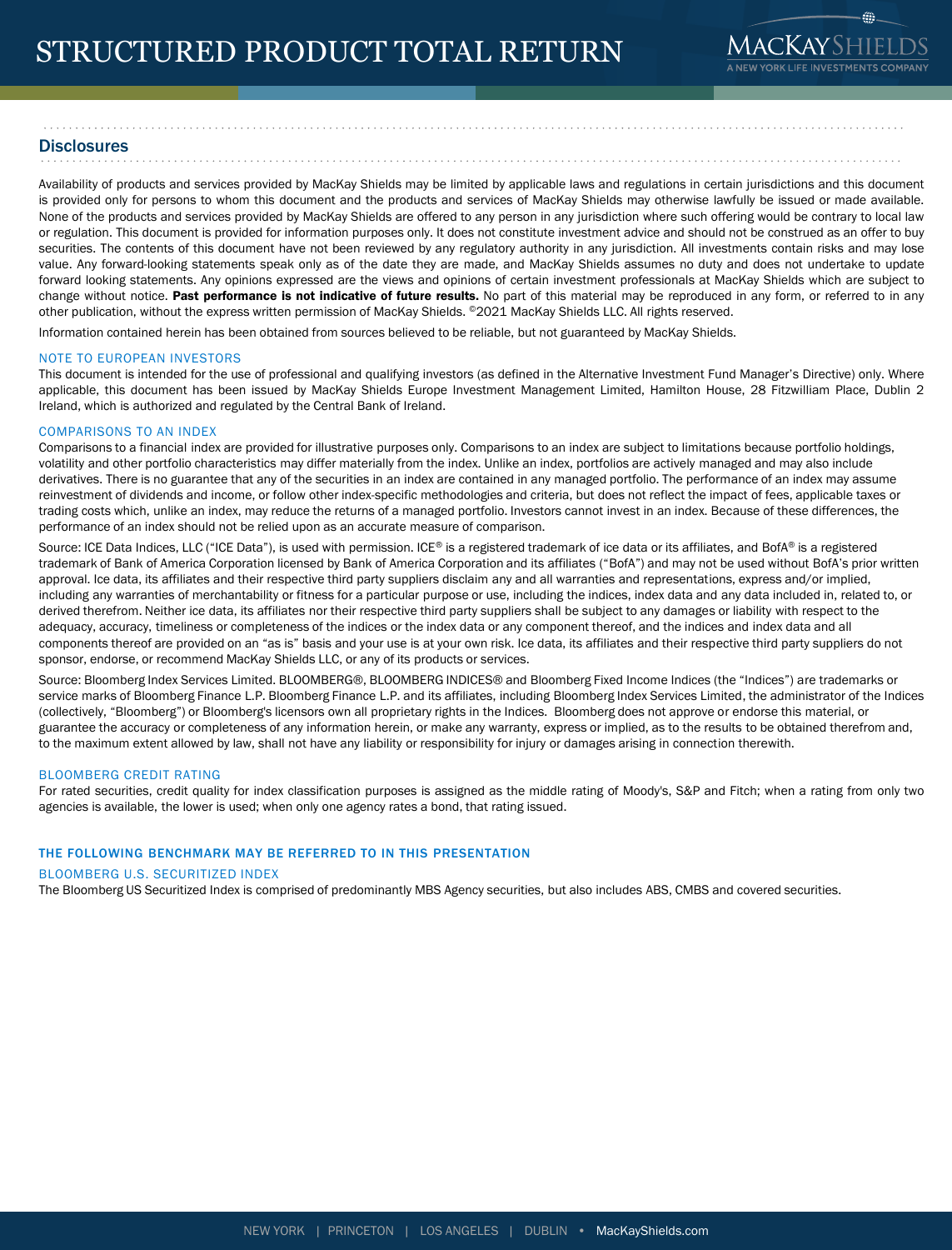## Disclosures

Availability of products and services provided by MacKay Shields may be limited by applicable laws and regulations in certain jurisdictions and this document is provided only for persons to whom this document and the products and services of MacKay Shields may otherwise lawfully be issued or made available. None of the products and services provided by MacKay Shields are offered to any person in any jurisdiction where such offering would be contrary to local law or regulation. This document is provided for information purposes only. It does not constitute investment advice and should not be construed as an offer to buy securities. The contents of this document have not been reviewed by any regulatory authority in any jurisdiction. All investments contain risks and may lose value. Any forward-looking statements speak only as of the date they are made, and MacKay Shields assumes no duty and does not undertake to update forward looking statements. Any opinions expressed are the views and opinions of certain investment professionals at MacKay Shields which are subject to change without notice. **Past performance is not indicative of future results.** No part of this material may be reproduced in any form, or referred to in any other publication, without the express written permission of MacKay Shields. ©2021 MacKay Shields LLC. All rights reserved.

Information contained herein has been obtained from sources believed to be reliable, but not guaranteed by MacKay Shields.

### NOTE TO EUROPEAN INVESTORS

This document is intended for the use of professional and qualifying investors (as defined in the Alternative Investment Fund Manager's Directive) only. Where applicable, this document has been issued by MacKay Shields Europe Investment Management Limited, Hamilton House, 28 Fitzwilliam Place, Dublin 2 Ireland, which is authorized and regulated by the Central Bank of Ireland.

### COMPARISONS TO AN INDEX

Comparisons to a financial index are provided for illustrative purposes only. Comparisons to an index are subject to limitations because portfolio holdings, volatility and other portfolio characteristics may differ materially from the index. Unlike an index, portfolios are actively managed and may also include derivatives. There is no guarantee that any of the securities in an index are contained in any managed portfolio. The performance of an index may assume reinvestment of dividends and income, or follow other index-specific methodologies and criteria, but does not reflect the impact of fees, applicable taxes or trading costs which, unlike an index, may reduce the returns of a managed portfolio. Investors cannot invest in an index. Because of these differences, the performance of an index should not be relied upon as an accurate measure of comparison.

Source: ICE Data Indices, LLC ("ICE Data"), is used with permission. ICE® is a registered trademark of ice data or its affiliates, and BofA® is a registered trademark of Bank of America Corporation licensed by Bank of America Corporation and its affiliates ("BofA") and may not be used without BofA's prior written approval. Ice data, its affiliates and their respective third party suppliers disclaim any and all warranties and representations, express and/or implied, including any warranties of merchantability or fitness for a particular purpose or use, including the indices, index data and any data included in, related to, or derived therefrom. Neither ice data, its affiliates nor their respective third party suppliers shall be subject to any damages or liability with respect to the adequacy, accuracy, timeliness or completeness of the indices or the index data or any component thereof, and the indices and index data and all components thereof are provided on an "as is" basis and your use is at your own risk. Ice data, its affiliates and their respective third party suppliers do not sponsor, endorse, or recommend MacKay Shields LLC, or any of its products or services.

Source: Bloomberg Index Services Limited. BLOOMBERG®, BLOOMBERG INDICES® and Bloomberg Fixed Income Indices (the "Indices") are trademarks or service marks of Bloomberg Finance L.P. Bloomberg Finance L.P. and its affiliates, including Bloomberg Index Services Limited, the administrator of the Indices (collectively, "Bloomberg") or Bloomberg's licensors own all proprietary rights in the Indices. Bloomberg does not approve or endorse this material, or guarantee the accuracy or completeness of any information herein, or make any warranty, express or implied, as to the results to be obtained therefrom and, to the maximum extent allowed by law, shall not have any liability or responsibility for injury or damages arising in connection therewith.

### BLOOMBERG CREDIT RATING

For rated securities, credit quality for index classification purposes is assigned as the middle rating of Moody's, S&P and Fitch; when a rating from only two agencies is available, the lower is used; when only one agency rates a bond, that rating issued.

### THE FOLLOWING BENCHMARK MAY BE REFERRED TO IN THIS PRESENTATION

#### BLOOMBERG U.S. SECURITIZED INDEX

The Bloomberg US Securitized Index is comprised of predominantly MBS Agency securities, but also includes ABS, CMBS and covered securities.